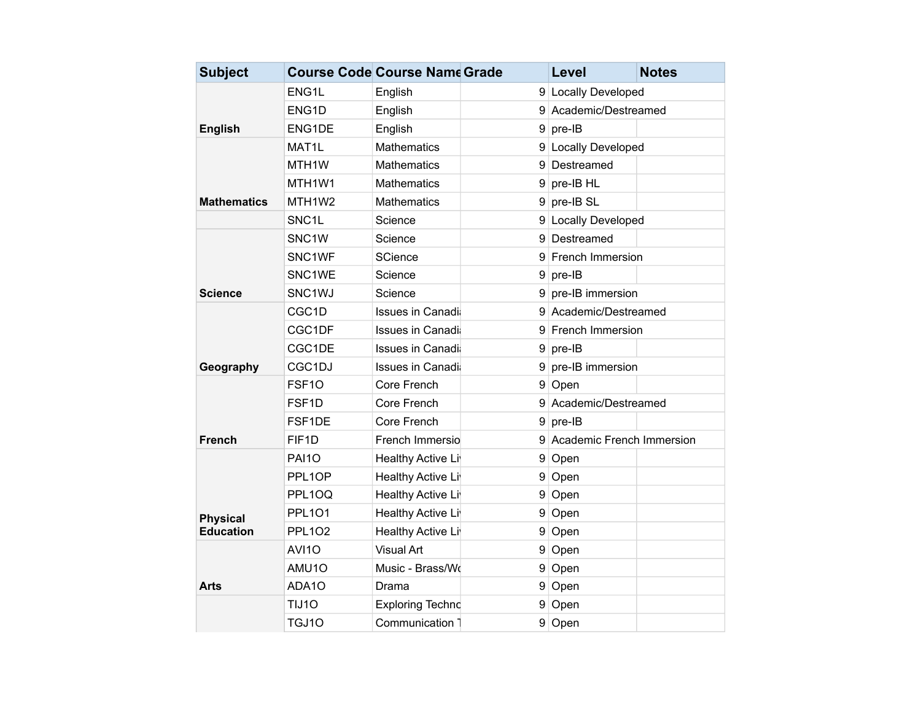| Subject | Course Code | Course Name | Grade | Level | Notes |
|---|---|---|---|---|---|
| English | ENG1L | English | 9 | Locally Developed | |
| | ENG1D | English | 9 | Academic/Destreamed | |
| | ENG1DE | English | 9 | pre-IB | |
| Mathematics | MAT1L | Mathematics | 9 | Locally Developed | |
| | MTH1W | Mathematics | 9 | Destreamed | |
| | MTH1W1 | Mathematics | 9 | pre-IB HL | |
| | MTH1W2 | Mathematics | 9 | pre-IB SL | |
| | SNC1L | Science | 9 | Locally Developed | |
| Science | SNC1W | Science | 9 | Destreamed | |
| | SNC1WF | SCience | 9 | French Immersion | |
| | SNC1WE | Science | 9 | pre-IB | |
| | SNC1WJ | Science | 9 | pre-IB immersion | |
| Geography | CGC1D | Issues in Canadi | 9 | Academic/Destreamed | |
| | CGC1DF | Issues in Canadi | 9 | French Immersion | |
| | CGC1DE | Issues in Canadi | 9 | pre-IB | |
| | CGC1DJ | Issues in Canadi | 9 | pre-IB immersion | |
| French | FSF1O | Core French | 9 | Open | |
| | FSF1D | Core French | 9 | Academic/Destreamed | |
| | FSF1DE | Core French | 9 | pre-IB | |
| | FIF1D | French Immersio | 9 | Academic French Immersion | |
| Physical Education | PAI1O | Healthy Active Li | 9 | Open | |
| | PPL1OP | Healthy Active Li | 9 | Open | |
| | PPL1OQ | Healthy Active Li | 9 | Open | |
| | PPL1O1 | Healthy Active Li | 9 | Open | |
| | PPL1O2 | Healthy Active Li | 9 | Open | |
| Arts | AVI1O | Visual Art | 9 | Open | |
| | AMU1O | Music - Brass/Wo | 9 | Open | |
| | ADA1O | Drama | 9 | Open | |
| | TIJ1O | Exploring Techno | 9 | Open | |
| | TGJ1O | Communication T | 9 | Open | |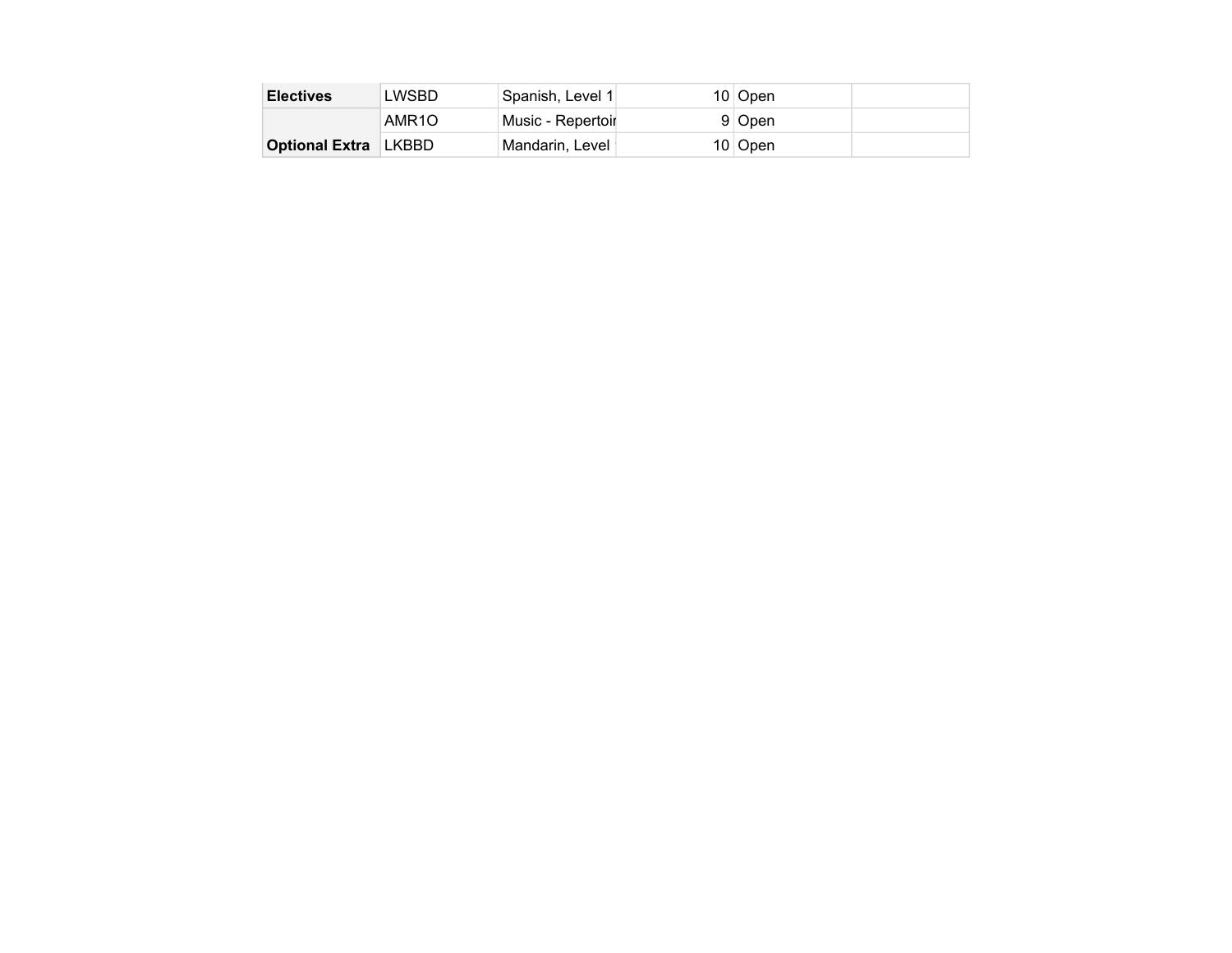| | | | | | |
|---|---|---|---|---|---|
| **Electives** | LWSBD | Spanish, Level 1 | 10 | Open | |
| | AMR1O | Music - Repertoir | 9 | Open | |
| **Optional Extra** | LKBBD | Mandarin, Level | 10 | Open | |